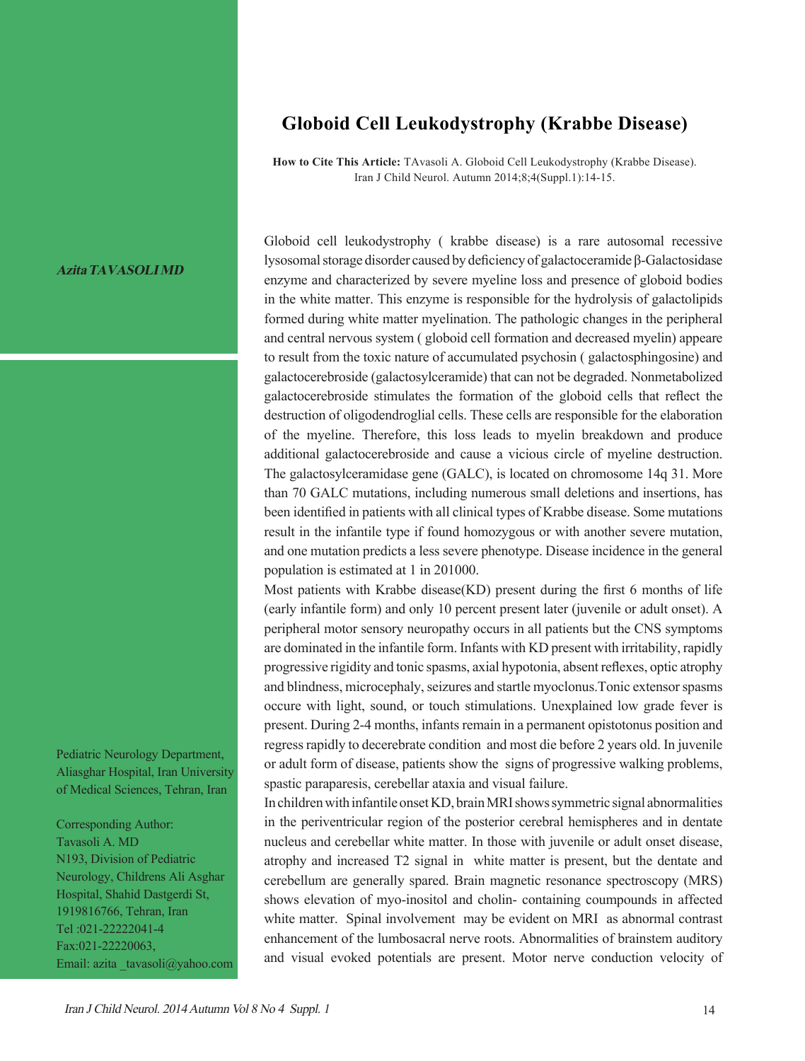# Globoid Cell Leukodystrophy (Krabbe Disease)

**How to Cite This Article:** TAvasoli A. Globoid Cell Leukodystrophy (Krabbe Disease). Iran J Child Neurol. Autumn 2014;8;4(Suppl.1):14-15.

***Azita TAVASOLI MD***

Pediatric Neurology Department, Aliasghar Hospital, Iran University of Medical Sciences, Tehran, Iran

Corresponding Author:
Tavasoli A. MD
N193, Division of Pediatric Neurology, Childrens Ali Asghar Hospital, Shahid Dastgerdi St, 1919816766, Tehran, Iran
Tel :021-22222041-4
Fax:021-22220063,
Email: azita _tavasoli@yahoo.com

Globoid cell leukodystrophy ( krabbe disease) is a rare autosomal recessive lysosomal storage disorder caused by deficiency of galactoceramide β-Galactosidase enzyme and characterized by severe myeline loss and presence of globoid bodies in the white matter. This enzyme is responsible for the hydrolysis of galactolipids formed during white matter myelination. The pathologic changes in the peripheral and central nervous system ( globoid cell formation and decreased myelin) appeare to result from the toxic nature of accumulated psychosin ( galactosphingosine) and galactocerebroside (galactosylceramide) that can not be degraded. Nonmetabolized galactocerebroside stimulates the formation of the globoid cells that reflect the destruction of oligodendroglial cells. These cells are responsible for the elaboration of the myeline. Therefore, this loss leads to myelin breakdown and produce additional galactocerebroside and cause a vicious circle of myeline destruction. The galactosylceramidase gene (GALC), is located on chromosome 14q 31. More than 70 GALC mutations, including numerous small deletions and insertions, has been identified in patients with all clinical types of Krabbe disease. Some mutations result in the infantile type if found homozygous or with another severe mutation, and one mutation predicts a less severe phenotype. Disease incidence in the general population is estimated at 1 in 201000.

Most patients with Krabbe disease(KD) present during the first 6 months of life (early infantile form) and only 10 percent present later (juvenile or adult onset). A peripheral motor sensory neuropathy occurs in all patients but the CNS symptoms are dominated in the infantile form. Infants with KD present with irritability, rapidly progressive rigidity and tonic spasms, axial hypotonia, absent reflexes, optic atrophy and blindness, microcephaly, seizures and startle myoclonus.Tonic extensor spasms occure with light, sound, or touch stimulations. Unexplained low grade fever is present. During 2-4 months, infants remain in a permanent opistotonus position and regress rapidly to decerebrate condition and most die before 2 years old. In juvenile or adult form of disease, patients show the signs of progressive walking problems, spastic paraparesis, cerebellar ataxia and visual failure.

In children with infantile onset KD, brain MRI shows symmetric signal abnormalities in the periventricular region of the posterior cerebral hemispheres and in dentate nucleus and cerebellar white matter. In those with juvenile or adult onset disease, atrophy and increased T2 signal in white matter is present, but the dentate and cerebellum are generally spared. Brain magnetic resonance spectroscopy (MRS) shows elevation of myo-inositol and cholin- containing coumpounds in affected white matter. Spinal involvement may be evident on MRI as abnormal contrast enhancement of the lumbosacral nerve roots. Abnormalities of brainstem auditory and visual evoked potentials are present. Motor nerve conduction velocity of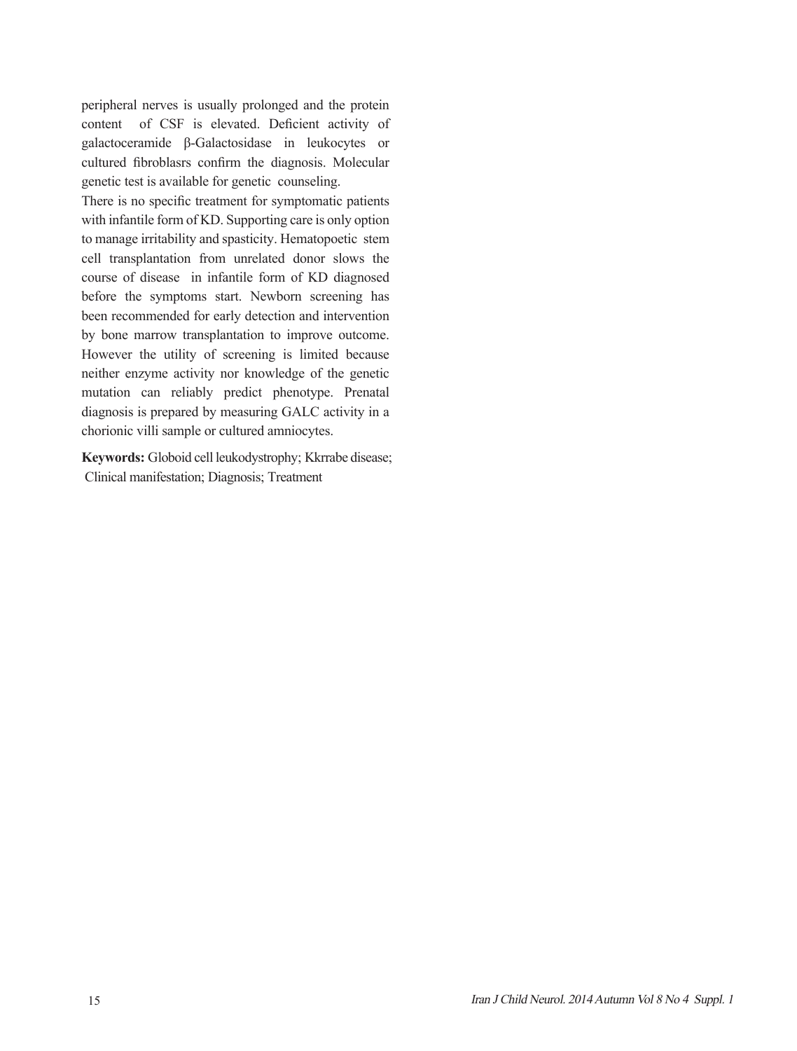peripheral nerves is usually prolonged and the protein content of CSF is elevated. Deficient activity of galactoceramide β-Galactosidase in leukocytes or cultured fibroblasrs confirm the diagnosis. Molecular genetic test is available for genetic counseling.

There is no specific treatment for symptomatic patients with infantile form of KD. Supporting care is only option to manage irritability and spasticity. Hematopoetic stem cell transplantation from unrelated donor slows the course of disease in infantile form of KD diagnosed before the symptoms start. Newborn screening has been recommended for early detection and intervention by bone marrow transplantation to improve outcome. However the utility of screening is limited because neither enzyme activity nor knowledge of the genetic mutation can reliably predict phenotype. Prenatal diagnosis is prepared by measuring GALC activity in a chorionic villi sample or cultured amniocytes.

**Keywords:** Globoid cell leukodystrophy; Kkrrabe disease; Clinical manifestation; Diagnosis; Treatment